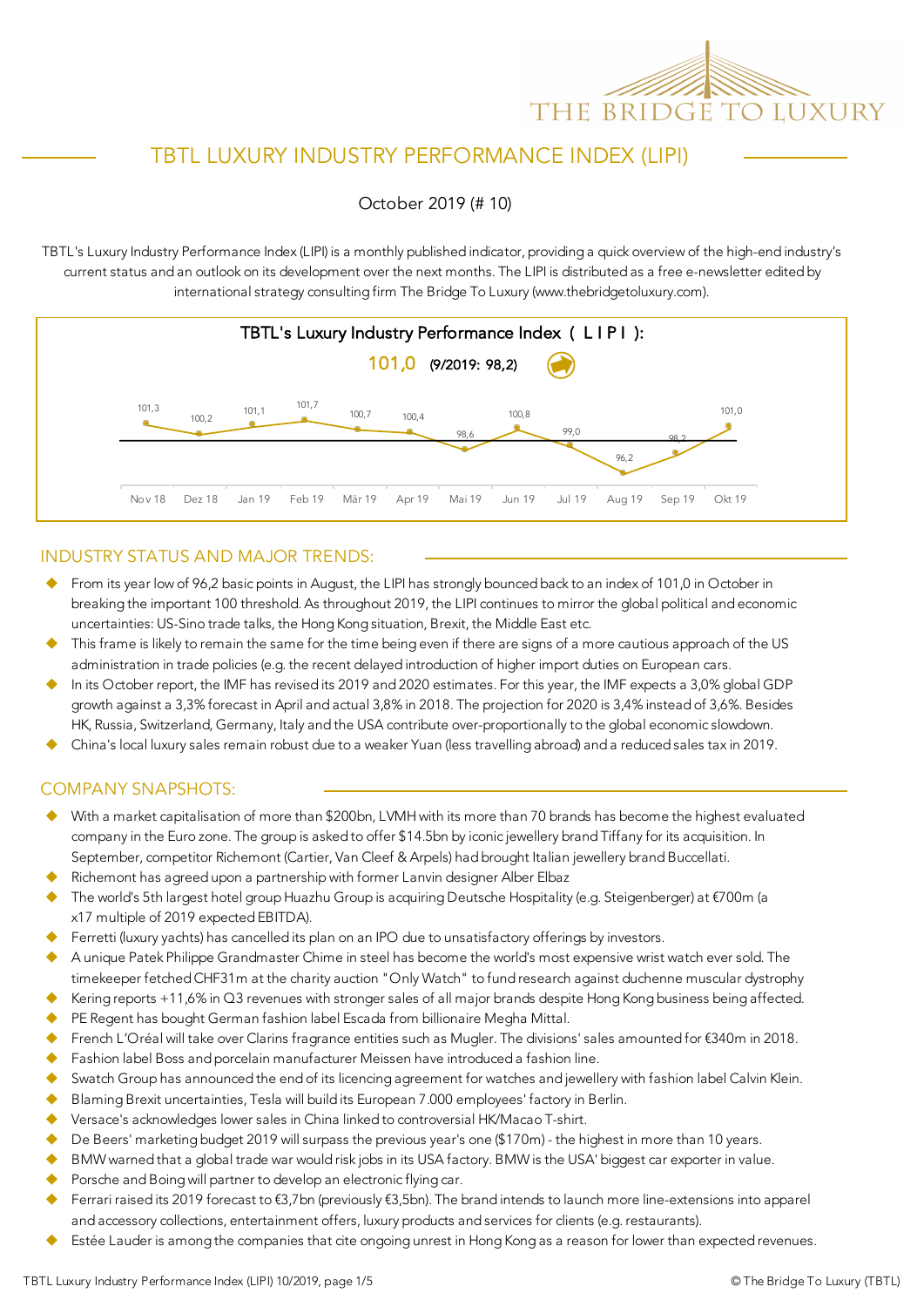# TBTL LUXURY INDUSTRY PERFORMANCE INDEX (LIPI)

October 2019 (# 10)

TBTL's Luxury Industry Performance Index (LIPI) is a monthly published indicator, providing a quick overview of the high-end industry's current status and an outlook on its development over the next months. The LIPI is distributed as a free e-newsletter edited by international strategy consulting firm The Bridge To Luxury (www.thebridgetoluxury.com).

**TBTL's Luxury Industry Performance Index ( L I P I ):**

**101,0** (9/2019: 98,2)

| Nov 18 | Dez 18 | Jan 19 | Feb 19 | Mär 19 | Apr 19 | Mai 19 | Jun 19 | Jul 19 | Aug 19 | Sep 19 | Okt 19 |
|---|---|---|---|---|---|---|---|---|---|---|---|
| 101,3 | 100,2 | 101,1 | 101,7 | 100,7 | 100,4 | 98,6 | 100,8 | 99,0 | 96,2 | 98,2 | 101,0 |

## INDUSTRY STATUS AND MAJOR TRENDS:

- From its year low of 96,2 basic points in August, the LIPI has strongly bounced back to an index of 101,0 in October in breaking the important 100 threshold. As throughout 2019, the LIPI continues to mirror the global political and economic uncertainties: US-Sino trade talks, the Hong Kong situation, Brexit, the Middle East etc.
- This frame is likely to remain the same for the time being even if there are signs of a more cautious approach of the US administration in trade policies (e.g. the recent delayed introduction of higher import duties on European cars.
- In its October report, the IMF has revised its 2019 and 2020 estimates. For this year, the IMF expects a 3,0% global GDP growth against a 3,3% forecast in April and actual 3,8% in 2018. The projection for 2020 is 3,4% instead of 3,6%. Besides HK, Russia, Switzerland, Germany, Italy and the USA contribute over-proportionally to the global economic slowdown.
- China's local luxury sales remain robust due to a weaker Yuan (less travelling abroad) and a reduced sales tax in 2019.

## COMPANY SNAPSHOTS:

- With a market capitalisation of more than $200bn, LVMH with its more than 70 brands has become the highest evaluated company in the Euro zone. The group is asked to offer $14.5bn by iconic jewellery brand Tiffany for its acquisition. In September, competitor Richemont (Cartier, Van Cleef & Arpels) had brought Italian jewellery brand Buccellati.
- Richemont has agreed upon a partnership with former Lanvin designer Alber Elbaz
- The world's 5th largest hotel group Huazhu Group is acquiring Deutsche Hospitality (e.g. Steigenberger) at €700m (a x17 multiple of 2019 expected EBITDA).
- Ferretti (luxury yachts) has cancelled its plan on an IPO due to unsatisfactory offerings by investors.
- A unique Patek Philippe Grandmaster Chime in steel has become the world's most expensive wrist watch ever sold. The timekeeper fetched CHF31m at the charity auction "Only Watch" to fund research against duchenne muscular dystrophy
- Kering reports +11,6% in Q3 revenues with stronger sales of all major brands despite Hong Kong business being affected.
- PE Regent has bought German fashion label Escada from billionaire Megha Mittal.
- French L'Oréal will take over Clarins fragrance entities such as Mugler. The divisions' sales amounted for €340m in 2018.
- Fashion label Boss and porcelain manufacturer Meissen have introduced a fashion line.
- Swatch Group has announced the end of its licencing agreement for watches and jewellery with fashion label Calvin Klein.
- Blaming Brexit uncertainties, Tesla will build its European 7.000 employees' factory in Berlin.
- Versace's acknowledges lower sales in China linked to controversial HK/Macao T-shirt.
- De Beers' marketing budget 2019 will surpass the previous year's one ($170m) - the highest in more than 10 years.
- BMW warned that a global trade war would risk jobs in its USA factory. BMW is the USA' biggest car exporter in value.
- Porsche and Boing will partner to develop an electronic flying car.
- Ferrari raised its 2019 forecast to €3,7bn (previously €3,5bn). The brand intends to launch more line-extensions into apparel and accessory collections, entertainment offers, luxury products and services for clients (e.g. restaurants).
- Estée Lauder is among the companies that cite ongoing unrest in Hong Kong as a reason for lower than expected revenues.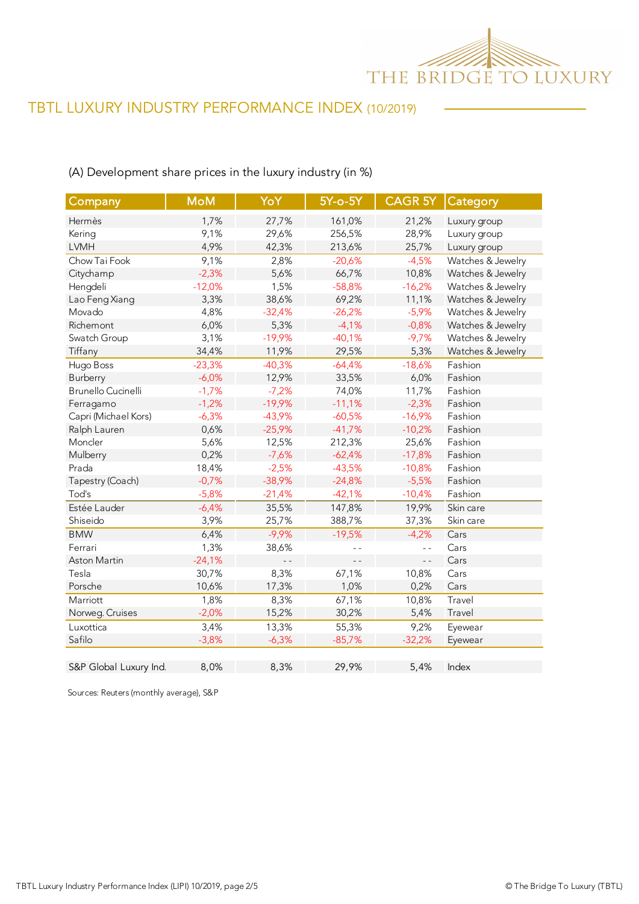# TBTL LUXURY INDUSTRY PERFORMANCE INDEX (10/2019)

(A) Development share prices in the luxury industry (in %)

| Company | MoM | YoY | 5Y-o-5Y | CAGR 5Y | Category |
|---|---|---|---|---|---|
| Hermès | 1,7% | 27,7% | 161,0% | 21,2% | Luxury group |
| Kering | 9,1% | 29,6% | 256,5% | 28,9% | Luxury group |
| LVMH | 4,9% | 42,3% | 213,6% | 25,7% | Luxury group |
| Chow Tai Fook | 9,1% | 2,8% | -20,6% | -4,5% | Watches & Jewelry |
| Citychamp | -2,3% | 5,6% | 66,7% | 10,8% | Watches & Jewelry |
| Hengdeli | -12,0% | 1,5% | -58,8% | -16,2% | Watches & Jewelry |
| Lao Feng Xiang | 3,3% | 38,6% | 69,2% | 11,1% | Watches & Jewelry |
| Movado | 4,8% | -32,4% | -26,2% | -5,9% | Watches & Jewelry |
| Richemont | 6,0% | 5,3% | -4,1% | -0,8% | Watches & Jewelry |
| Swatch Group | 3,1% | -19,9% | -40,1% | -9,7% | Watches & Jewelry |
| Tiffany | 34,4% | 11,9% | 29,5% | 5,3% | Watches & Jewelry |
| Hugo Boss | -23,3% | -40,3% | -64,4% | -18,6% | Fashion |
| Burberry | -6,0% | 12,9% | 33,5% | 6,0% | Fashion |
| Brunello Cucinelli | -1,7% | -7,2% | 74,0% | 11,7% | Fashion |
| Ferragamo | -1,2% | -19,9% | -11,1% | -2,3% | Fashion |
| Capri (Michael Kors) | -6,3% | -43,9% | -60,5% | -16,9% | Fashion |
| Ralph Lauren | 0,6% | -25,9% | -41,7% | -10,2% | Fashion |
| Moncler | 5,6% | 12,5% | 212,3% | 25,6% | Fashion |
| Mulberry | 0,2% | -7,6% | -62,4% | -17,8% | Fashion |
| Prada | 18,4% | -2,5% | -43,5% | -10,8% | Fashion |
| Tapestry (Coach) | -0,7% | -38,9% | -24,8% | -5,5% | Fashion |
| Tod's | -5,8% | -21,4% | -42,1% | -10,4% | Fashion |
| Estée Lauder | -6,4% | 35,5% | 147,8% | 19,9% | Skin care |
| Shiseido | 3,9% | 25,7% | 388,7% | 37,3% | Skin care |
| BMW | 6,4% | -9,9% | -19,5% | -4,2% | Cars |
| Ferrari | 1,3% | 38,6% | - - | - - | Cars |
| Aston Martin | -24,1% | - - | - - | - - | Cars |
| Tesla | 30,7% | 8,3% | 67,1% | 10,8% | Cars |
| Porsche | 10,6% | 17,3% | 1,0% | 0,2% | Cars |
| Marriott | 1,8% | 8,3% | 67,1% | 10,8% | Travel |
| Norweg. Cruises | -2,0% | 15,2% | 30,2% | 5,4% | Travel |
| Luxottica | 3,4% | 13,3% | 55,3% | 9,2% | Eyewear |
| Safilo | -3,8% | -6,3% | -85,7% | -32,2% | Eyewear |
| S&P Global Luxury Ind. | 8,0% | 8,3% | 29,9% | 5,4% | Index |

Sources: Reuters (monthly average), S&P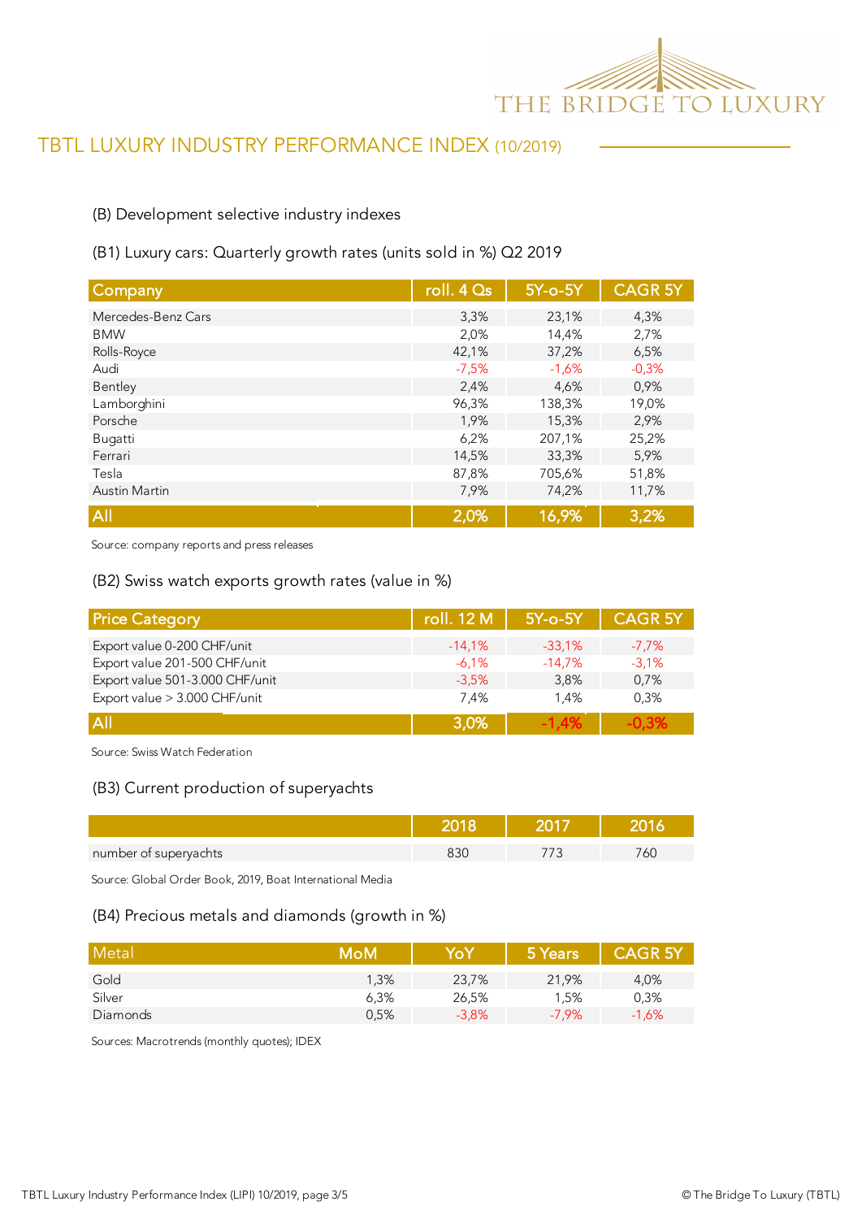# TBTL LUXURY INDUSTRY PERFORMANCE INDEX (10/2019)

## (B) Development selective industry indexes

### (B1) Luxury cars: Quarterly growth rates (units sold in %) Q2 2019

| Company | roll. 4 Qs | 5Y-o-5Y | CAGR 5Y |
|---|---|---|---|
| Mercedes-Benz Cars | 3,3% | 23,1% | 4,3% |
| BMW | 2,0% | 14,4% | 2,7% |
| Rolls-Royce | 42,1% | 37,2% | 6,5% |
| Audi | -7,5% | -1,6% | -0,3% |
| Bentley | 2,4% | 4,6% | 0,9% |
| Lamborghini | 96,3% | 138,3% | 19,0% |
| Porsche | 1,9% | 15,3% | 2,9% |
| Bugatti | 6,2% | 207,1% | 25,2% |
| Ferrari | 14,5% | 33,3% | 5,9% |
| Tesla | 87,8% | 705,6% | 51,8% |
| Austin Martin | 7,9% | 74,2% | 11,7% |
| **All** | **2,0%** | **16,9%** | **3,2%** |

Source: company reports and press releases

### (B2) Swiss watch exports growth rates (value in %)

| Price Category | roll. 12 M | 5Y-o-5Y | CAGR 5Y |
|---|---|---|---|
| Export value 0-200 CHF/unit | -14,1% | -33,1% | -7,7% |
| Export value 201-500 CHF/unit | -6,1% | -14,7% | -3,1% |
| Export value 501-3.000 CHF/unit | -3,5% | 3,8% | 0,7% |
| Export value > 3.000 CHF/unit | 7,4% | 1,4% | 0,3% |
| **All** | **3,0%** | **-1,4%** | **-0,3%** |

Source: Swiss Watch Federation

### (B3) Current production of superyachts

| | 2018 | 2017 | 2016 |
|---|---|---|---|
| number of superyachts | 830 | 773 | 760 |

Source: Global Order Book, 2019, Boat International Media

### (B4) Precious metals and diamonds (growth in %)

| Metal | MoM | YoY | 5 Years | CAGR 5Y |
|---|---|---|---|---|
| Gold | 1,3% | 23,7% | 21,9% | 4,0% |
| Silver | 6,3% | 26,5% | 1,5% | 0,3% |
| Diamonds | 0,5% | -3,8% | -7,9% | -1,6% |

Sources: Macrotrends (monthly quotes); IDEX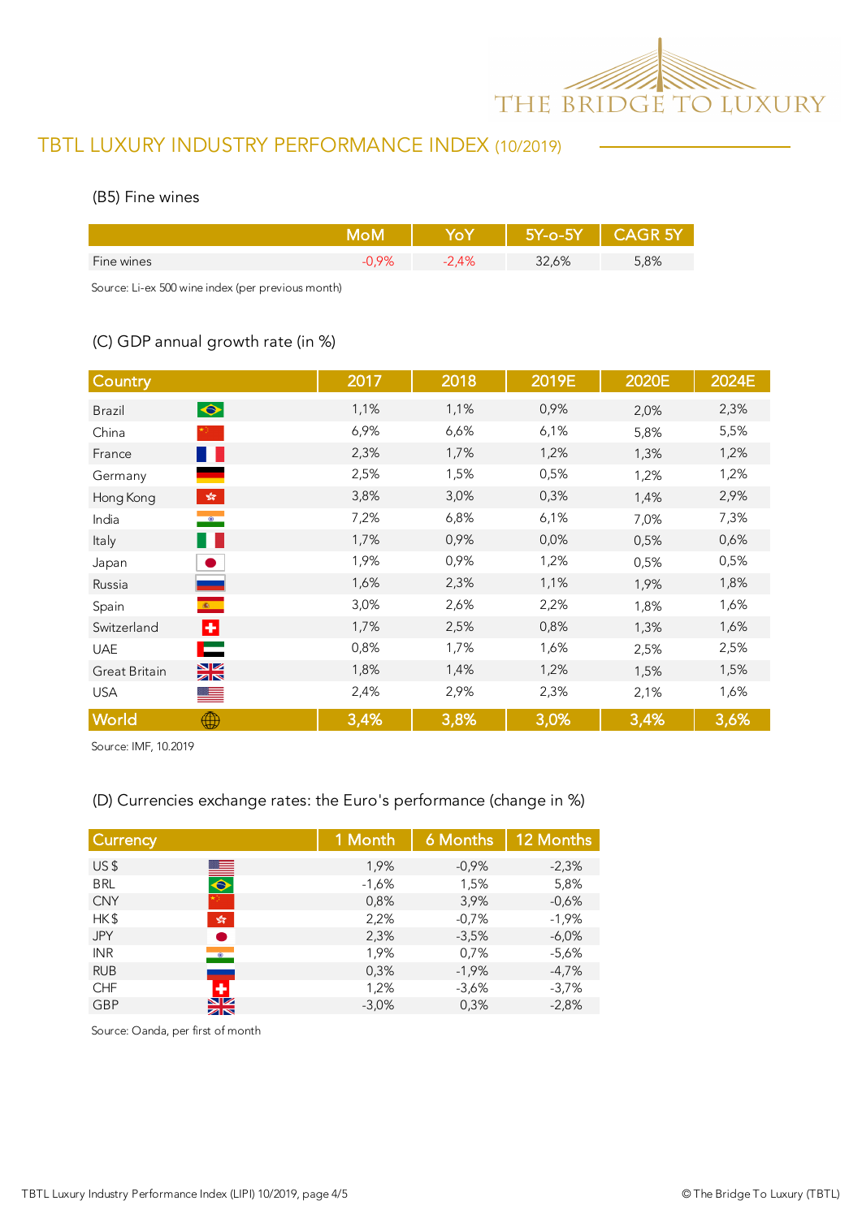## TBTL LUXURY INDUSTRY PERFORMANCE INDEX (10/2019)

### (B5) Fine wines

| | MoM | YoY | 5Y-o-5Y | CAGR 5Y |
|---|---|---|---|---|
| Fine wines | -0,9% | -2,4% | 32,6% | 5,8% |

Source: Li-ex 500 wine index (per previous month)

### (C) GDP annual growth rate (in %)

| Country | 2017 | 2018 | 2019E | 2020E | 2024E |
|---|---|---|---|---|---|
| Brazil | 1,1% | 1,1% | 0,9% | 2,0% | 2,3% |
| China | 6,9% | 6,6% | 6,1% | 5,8% | 5,5% |
| France | 2,3% | 1,7% | 1,2% | 1,3% | 1,2% |
| Germany | 2,5% | 1,5% | 0,5% | 1,2% | 1,2% |
| Hong Kong | 3,8% | 3,0% | 0,3% | 1,4% | 2,9% |
| India | 7,2% | 6,8% | 6,1% | 7,0% | 7,3% |
| Italy | 1,7% | 0,9% | 0,0% | 0,5% | 0,6% |
| Japan | 1,9% | 0,9% | 1,2% | 0,5% | 0,5% |
| Russia | 1,6% | 2,3% | 1,1% | 1,9% | 1,8% |
| Spain | 3,0% | 2,6% | 2,2% | 1,8% | 1,6% |
| Switzerland | 1,7% | 2,5% | 0,8% | 1,3% | 1,6% |
| UAE | 0,8% | 1,7% | 1,6% | 2,5% | 2,5% |
| Great Britain | 1,8% | 1,4% | 1,2% | 1,5% | 1,5% |
| USA | 2,4% | 2,9% | 2,3% | 2,1% | 1,6% |
| World | 3,4% | 3,8% | 3,0% | 3,4% | 3,6% |

Source: IMF, 10.2019

### (D) Currencies exchange rates: the Euro's performance (change in %)

| Currency | 1 Month | 6 Months | 12 Months |
|---|---|---|---|
| US $ | 1,9% | -0,9% | -2,3% |
| BRL | -1,6% | 1,5% | 5,8% |
| CNY | 0,8% | 3,9% | -0,6% |
| HK $ | 2,2% | -0,7% | -1,9% |
| JPY | 2,3% | -3,5% | -6,0% |
| INR | 1,9% | 0,7% | -5,6% |
| RUB | 0,3% | -1,9% | -4,7% |
| CHF | 1,2% | -3,6% | -3,7% |
| GBP | -3,0% | 0,3% | -2,8% |

Source: Oanda, per first of month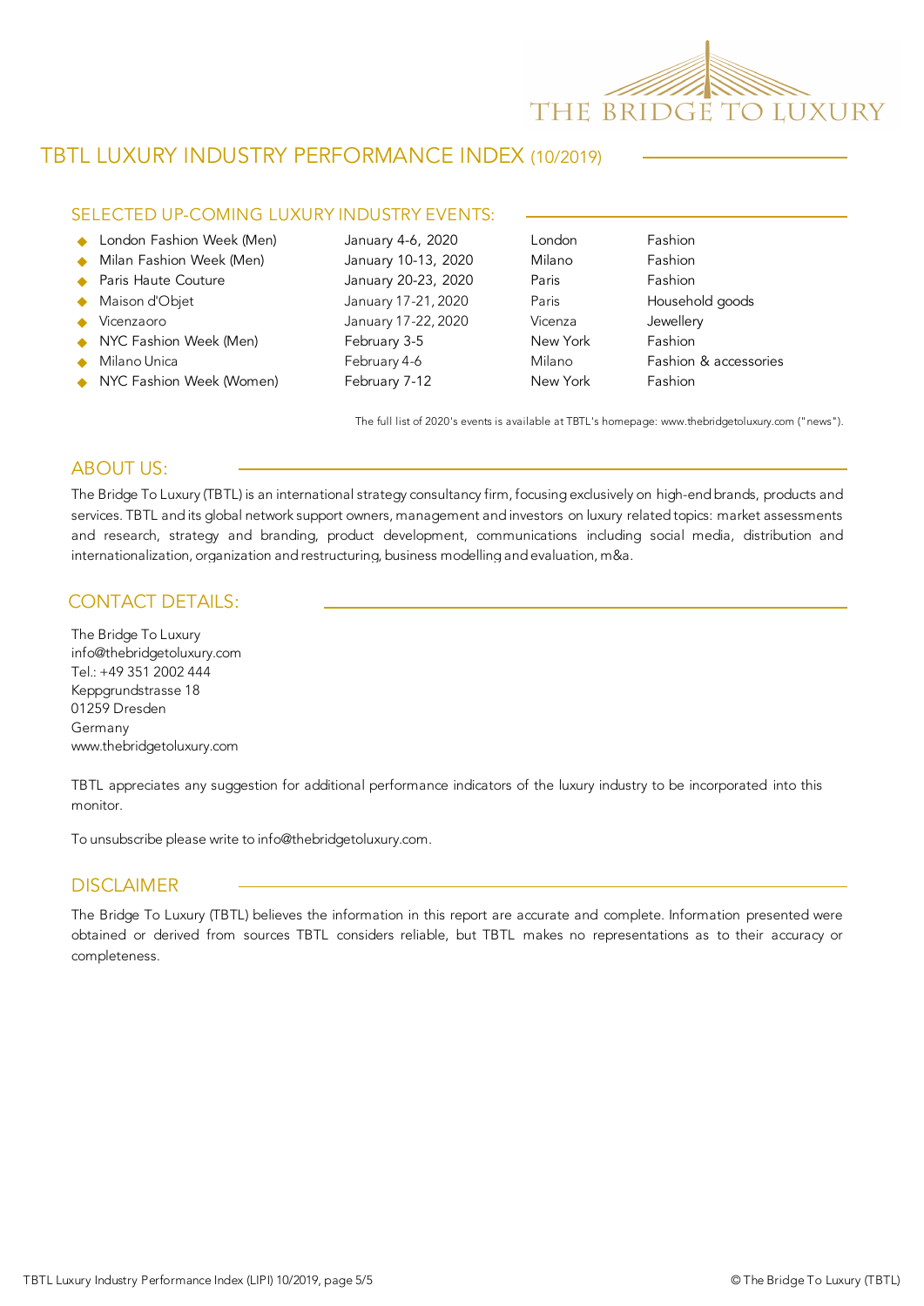# TBTL LUXURY INDUSTRY PERFORMANCE INDEX (10/2019)

## SELECTED UP-COMING LUXURY INDUSTRY EVENTS:

| | | | |
|---|---|---|---|
| London Fashion Week (Men) | January 4-6, 2020 | London | Fashion |
| Milan Fashion Week (Men) | January 10-13, 2020 | Milano | Fashion |
| Paris Haute Couture | January 20-23, 2020 | Paris | Fashion |
| Maison d'Objet | January 17-21, 2020 | Paris | Household goods |
| Vicenzaoro | January 17-22, 2020 | Vicenza | Jewellery |
| NYC Fashion Week (Men) | February 3-5 | New York | Fashion |
| Milano Unica | February 4-6 | Milano | Fashion & accessories |
| NYC Fashion Week (Women) | February 7-12 | New York | Fashion |

The full list of 2020's events is available at TBTL's homepage: www.thebridgetoluxury.com ("news").

## ABOUT US:

The Bridge To Luxury (TBTL) is an international strategy consultancy firm, focusing exclusively on high-end brands, products and services. TBTL and its global network support owners, management and investors on luxury related topics: market assessments and research, strategy and branding, product development, communications including social media, distribution and internationalization, organization and restructuring, business modelling and evaluation, m&a.

## CONTACT DETAILS:

The Bridge To Luxury
info@thebridgetoluxury.com
Tel.: +49 351 2002 444
Keppgrundstrasse 18
01259 Dresden
Germany
www.thebridgetoluxury.com

TBTL appreciates any suggestion for additional performance indicators of the luxury industry to be incorporated into this monitor.

To unsubscribe please write to info@thebridgetoluxury.com.

## DISCLAIMER

The Bridge To Luxury (TBTL) believes the information in this report are accurate and complete. Information presented were obtained or derived from sources TBTL considers reliable, but TBTL makes no representations as to their accuracy or completeness.